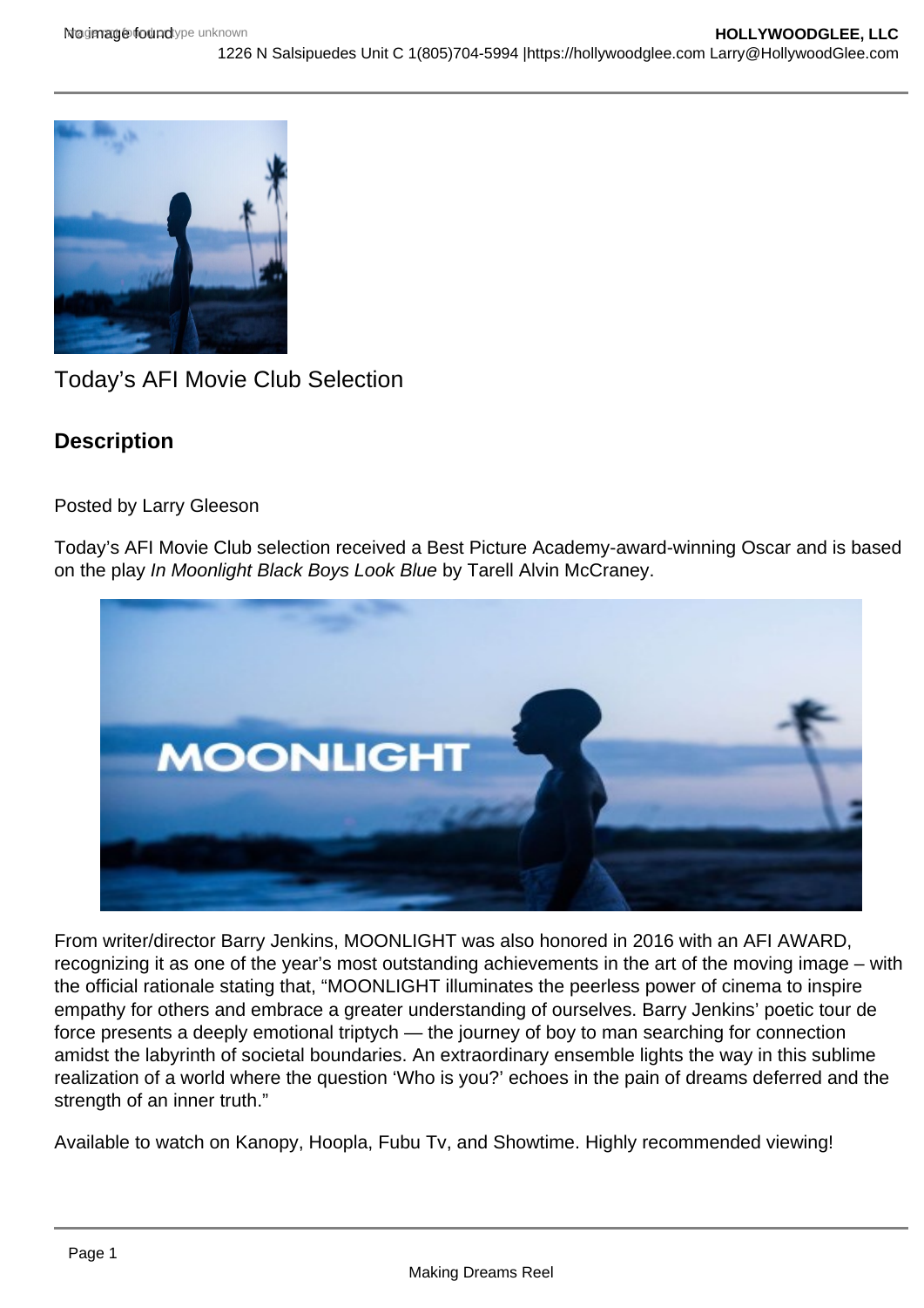Today's AFI Movie Club Selection

## Description

Posted by Larry Gleeson

Today's AFI Movie Club selection received a Best Picture Academy-award-winning Oscar and is based on the play *In Moonlight Black Boys Look Blue* by Tarell Alvin McCraney.

From writer/director Barry Jenkins, MOONLIGHT was also honored in 2016 with an AFI AWARD, recognizing it as one of the year's most outstanding achievements in the art of the moving image – with the official rationale stating that, "MOONLIGHT illuminates the peerless power of cinema to inspire empathy for others and embrace a greater understanding of ourselves. Barry Jenkins' poetic tour de force presents a deeply emotional triptych — the journey of boy to man searching for connection amidst the labyrinth of societal boundaries. An extraordinary ensemble lights the way in this sublime realization of a world where the question 'Who is you?' echoes in the pain of dreams deferred and the strength of an inner truth."

Available to watch on Kanopy, Hoopla, Fubu Tv, and Showtime. Highly recommended viewing!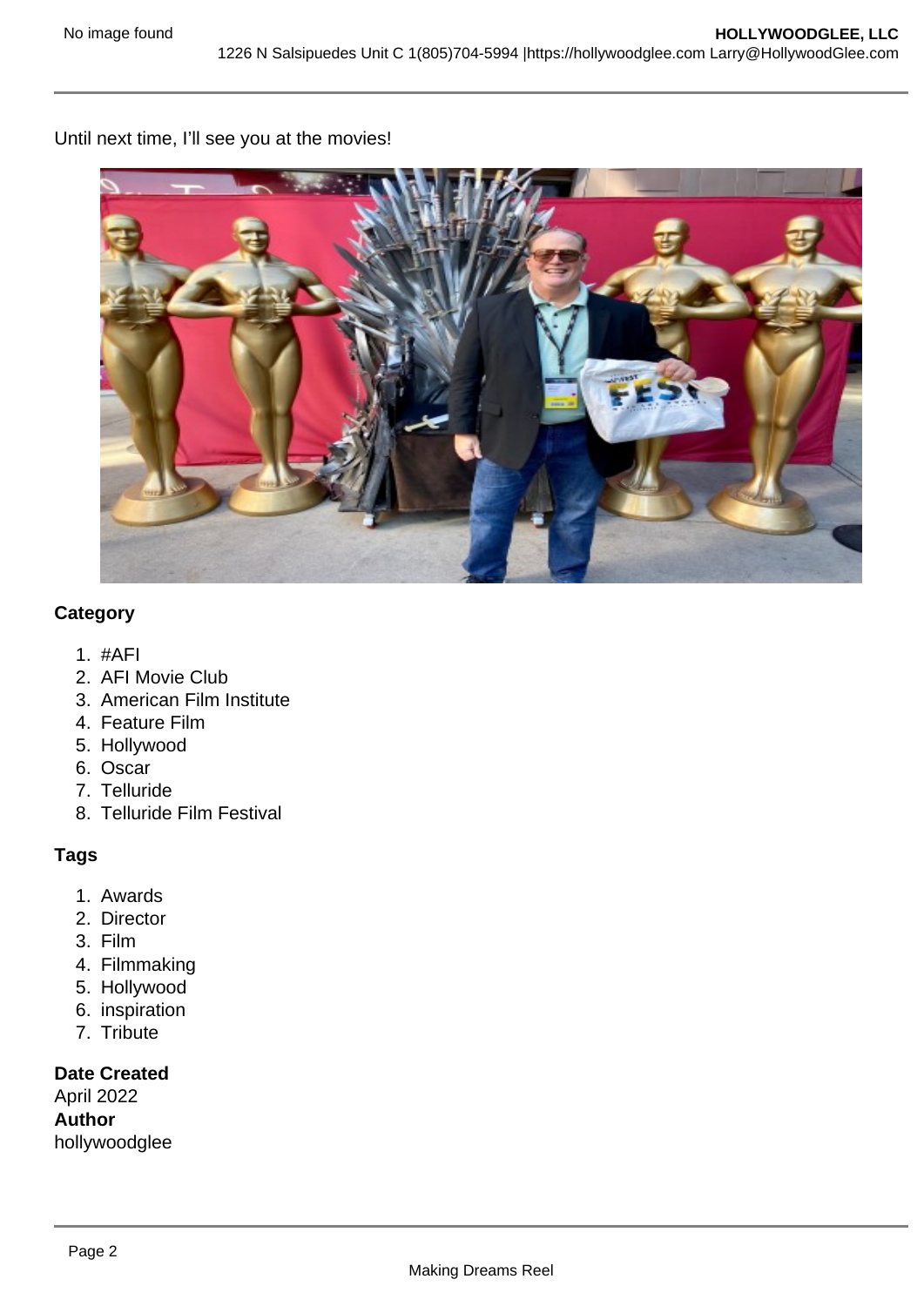Until next time, I'll see you at the movies!

**Category**

1. #AFI
2. AFI Movie Club
3. American Film Institute
4. Feature Film
5. Hollywood
6. Oscar
7. Telluride
8. Telluride Film Festival

**Tags**

1. Awards
2. Director
3. Film
4. Filmmaking
5. Hollywood
6. inspiration
7. Tribute

**Date Created**
April 2022
**Author**
hollywoodglee